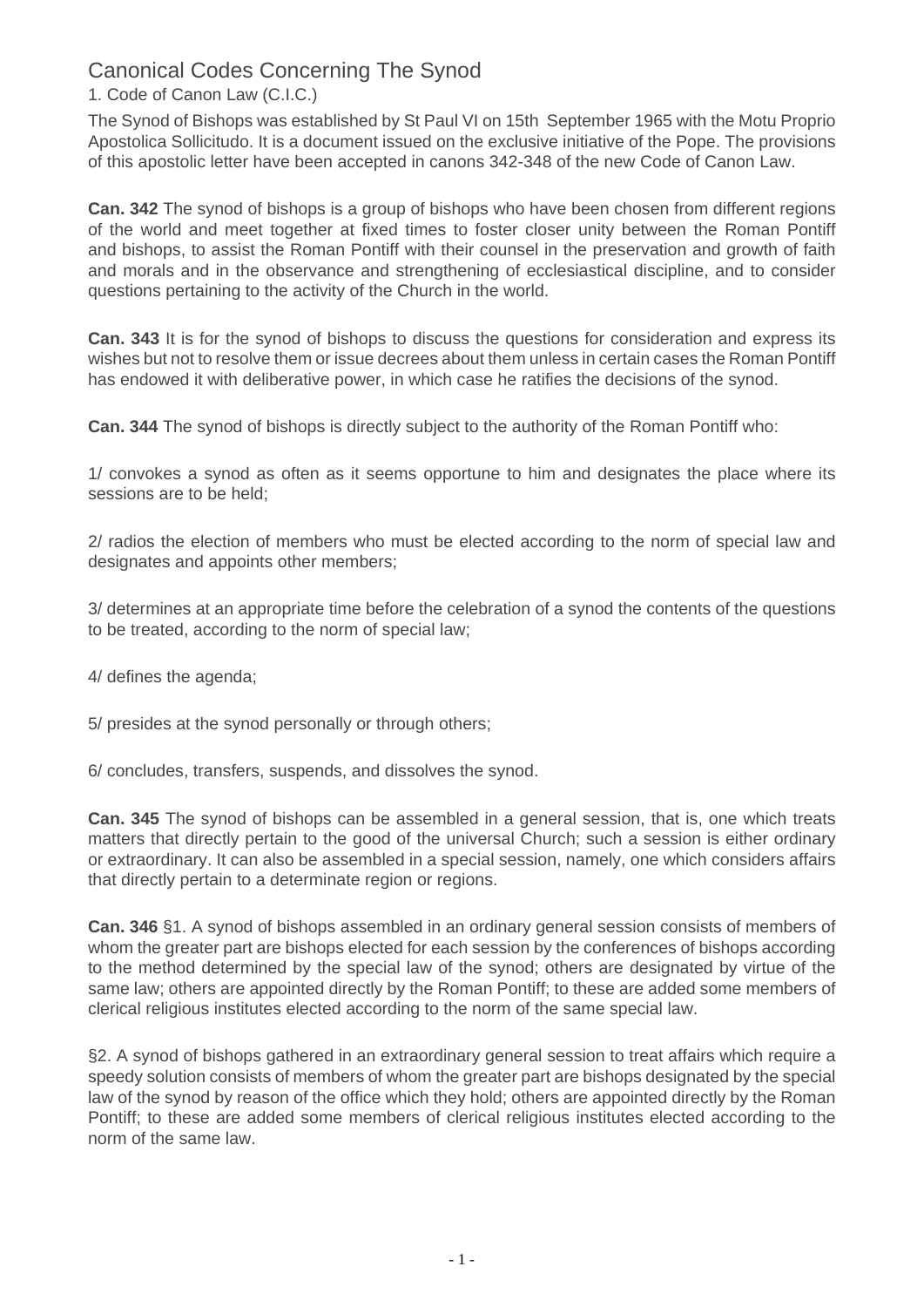# Canonical Codes Concerning The Synod

1. Code of Canon Law (C.I.C.)

The Synod of Bishops was established by St Paul VI on 15th September 1965 with the Motu Proprio Apostolica Sollicitudo. It is a document issued on the exclusive initiative of the Pope. The provisions of this apostolic letter have been accepted in canons 342-348 of the new Code of Canon Law.

**Can. 342** The synod of bishops is a group of bishops who have been chosen from different regions of the world and meet together at fixed times to foster closer unity between the Roman Pontiff and bishops, to assist the Roman Pontiff with their counsel in the preservation and growth of faith and morals and in the observance and strengthening of ecclesiastical discipline, and to consider questions pertaining to the activity of the Church in the world.

**Can. 343** It is for the synod of bishops to discuss the questions for consideration and express its wishes but not to resolve them or issue decrees about them unless in certain cases the Roman Pontiff has endowed it with deliberative power, in which case he ratifies the decisions of the synod.

**Can. 344** The synod of bishops is directly subject to the authority of the Roman Pontiff who:

1/ convokes a synod as often as it seems opportune to him and designates the place where its sessions are to be held;

2/ radios the election of members who must be elected according to the norm of special law and designates and appoints other members;

3/ determines at an appropriate time before the celebration of a synod the contents of the questions to be treated, according to the norm of special law;

4/ defines the agenda;

5/ presides at the synod personally or through others;

6/ concludes, transfers, suspends, and dissolves the synod.

**Can. 345** The synod of bishops can be assembled in a general session, that is, one which treats matters that directly pertain to the good of the universal Church; such a session is either ordinary or extraordinary. It can also be assembled in a special session, namely, one which considers affairs that directly pertain to a determinate region or regions.

**Can. 346** §1. A synod of bishops assembled in an ordinary general session consists of members of whom the greater part are bishops elected for each session by the conferences of bishops according to the method determined by the special law of the synod; others are designated by virtue of the same law; others are appointed directly by the Roman Pontiff; to these are added some members of clerical religious institutes elected according to the norm of the same special law.

§2. A synod of bishops gathered in an extraordinary general session to treat affairs which require a speedy solution consists of members of whom the greater part are bishops designated by the special law of the synod by reason of the office which they hold; others are appointed directly by the Roman Pontiff; to these are added some members of clerical religious institutes elected according to the norm of the same law.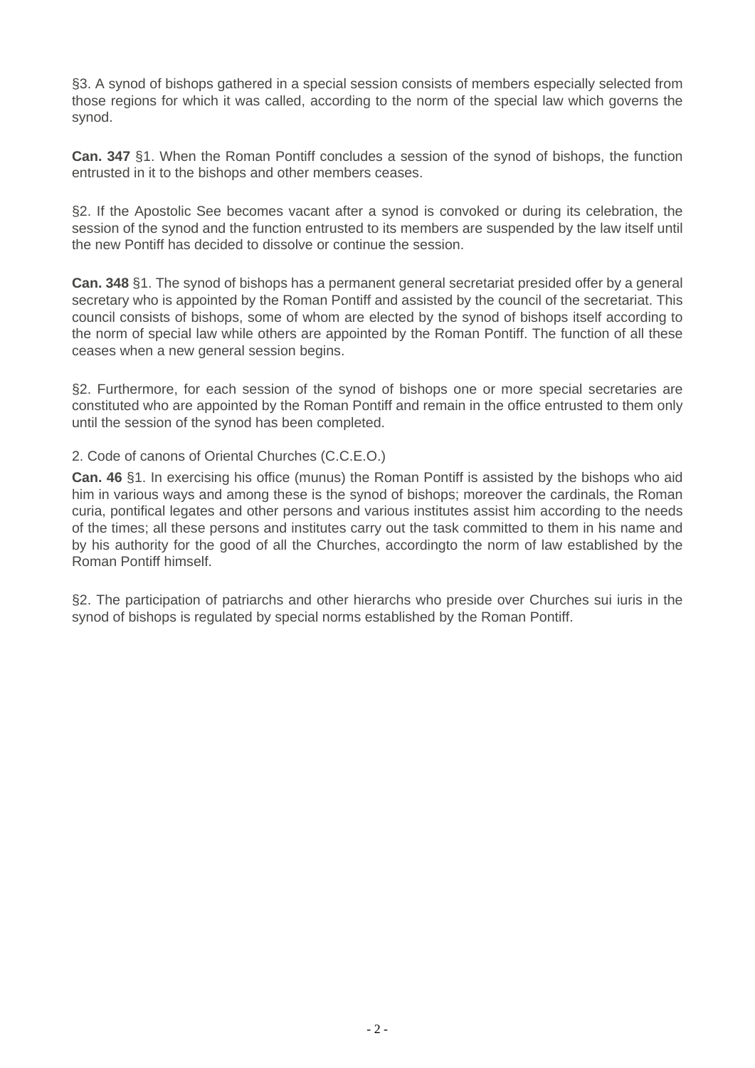§3. A synod of bishops gathered in a special session consists of members especially selected from those regions for which it was called, according to the norm of the special law which governs the synod.

**Can. 347** §1. When the Roman Pontiff concludes a session of the synod of bishops, the function entrusted in it to the bishops and other members ceases.

§2. If the Apostolic See becomes vacant after a synod is convoked or during its celebration, the session of the synod and the function entrusted to its members are suspended by the law itself until the new Pontiff has decided to dissolve or continue the session.

**Can. 348** §1. The synod of bishops has a permanent general secretariat presided offer by a general secretary who is appointed by the Roman Pontiff and assisted by the council of the secretariat. This council consists of bishops, some of whom are elected by the synod of bishops itself according to the norm of special law while others are appointed by the Roman Pontiff. The function of all these ceases when a new general session begins.

§2. Furthermore, for each session of the synod of bishops one or more special secretaries are constituted who are appointed by the Roman Pontiff and remain in the office entrusted to them only until the session of the synod has been completed.

2. Code of canons of Oriental Churches (C.C.E.O.)

**Can. 46** §1. In exercising his office (munus) the Roman Pontiff is assisted by the bishops who aid him in various ways and among these is the synod of bishops; moreover the cardinals, the Roman curia, pontifical legates and other persons and various institutes assist him according to the needs of the times; all these persons and institutes carry out the task committed to them in his name and by his authority for the good of all the Churches, accordingto the norm of law established by the Roman Pontiff himself.

§2. The participation of patriarchs and other hierarchs who preside over Churches sui iuris in the synod of bishops is regulated by special norms established by the Roman Pontiff.